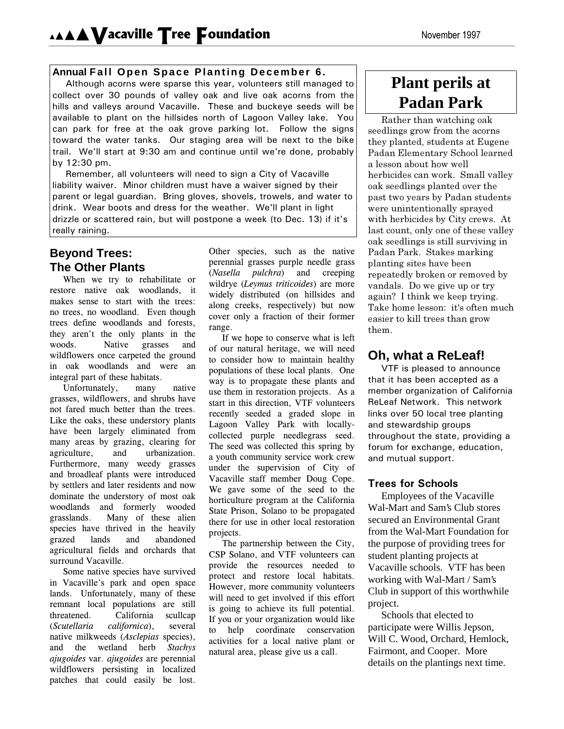# Vacaville Tree Foundation

November 1997

**Annual Fall Open Space Planting December 6.**

Although acorns were sparse this year, volunteers still managed to collect over 30 pounds of valley oak and live oak acorns from the hills and valleys around Vacaville. These and buckeye seeds will be available to plant on the hillsides north of Lagoon Valley lake. You can park for free at the oak grove parking lot. Follow the signs toward the water tanks. Our staging area will be next to the bike trail. We'll start at 9:30 am and continue until we're done, probably by 12:30 pm.

Remember, all volunteers will need to sign a City of Vacaville liability waiver. Minor children must have a waiver signed by their parent or legal guardian. Bring gloves, shovels, trowels, and water to drink. Wear boots and dress for the weather. We'll plant in light drizzle or scattered rain, but will postpone a week (to Dec. 13) if it's really raining.

## Beyond Trees: The Other Plants

When we try to rehabilitate or restore native oak woodlands, it makes sense to start with the trees: no trees, no woodland. Even though trees define woodlands and forests, they aren't the only plants in the woods. Native grasses and wildflowers once carpeted the ground in oak woodlands and were an integral part of these habitats.

Unfortunately, many native grasses, wildflowers, and shrubs have not fared much better than the trees. Like the oaks, these understory plants have been largely eliminated from many areas by grazing, clearing for agriculture, and urbanization. Furthermore, many weedy grasses and broadleaf plants were introduced by settlers and later residents and now dominate the understory of most oak woodlands and formerly wooded grasslands. Many of these alien species have thrived in the heavily grazed lands and abandoned agricultural fields and orchards that surround Vacaville.

Some native species have survived in Vacaville's park and open space lands. Unfortunately, many of these remnant local populations are still threatened. California scullcap (*Scutellaria californica*), several native milkweeds (*Asclepias* species), and the wetland herb *Stachys ajugoides* var. *ajugoides* are perennial wildflowers persisting in localized patches that could easily be lost. Other species, such as the native perennial grasses purple needle grass (*Nasella pulchra*) and creeping wildrye (*Leymus triticoides*) are more widely distributed (on hillsides and along creeks, respectively) but now cover only a fraction of their former range.

If we hope to conserve what is left of our natural heritage, we will need to consider how to maintain healthy populations of these local plants. One way is to propagate these plants and use them in restoration projects. As a start in this direction, VTF volunteers recently seeded a graded slope in Lagoon Valley Park with locally-collected purple needlegrass seed. The seed was collected this spring by a youth community service work crew under the supervision of City of Vacaville staff member Doug Cope. We gave some of the seed to the horticulture program at the California State Prison, Solano to be propagated there for use in other local restoration projects.

The partnership between the City, CSP Solano, and VTF volunteers can provide the resources needed to protect and restore local habitats. However, more community volunteers will need to get involved if this effort is going to achieve its full potential. If you or your organization would like to help coordinate conservation activities for a local native plant or natural area, please give us a call.

## Plant perils at Padan Park

Rather than watching oak seedlings grow from the acorns they planted, students at Eugene Padan Elementary School learned a lesson about how well herbicides can work. Small valley oak seedlings planted over the past two years by Padan students were unintentionally sprayed with herbicides by City crews. At last count, only one of these valley oak seedlings is still surviving in Padan Park. Stakes marking planting sites have been repeatedly broken or removed by vandals. Do we give up or try again? I think we keep trying. Take home lesson: it's often much easier to kill trees than grow them.

## Oh, what a ReLeaf!

VTF is pleased to announce that it has been accepted as a member organization of California ReLeaf Network. This network links over 50 local tree planting and stewardship groups throughout the state, providing a forum for exchange, education, and mutual support.

### Trees for Schools

Employees of the Vacaville Wal-Mart and Sam's Club stores secured an Environmental Grant from the Wal-Mart Foundation for the purpose of providing trees for student planting projects at Vacaville schools. VTF has been working with Wal-Mart / Sam's Club in support of this worthwhile project.

Schools that elected to participate were Willis Jepson, Will C. Wood, Orchard, Hemlock, Fairmont, and Cooper. More details on the plantings next time.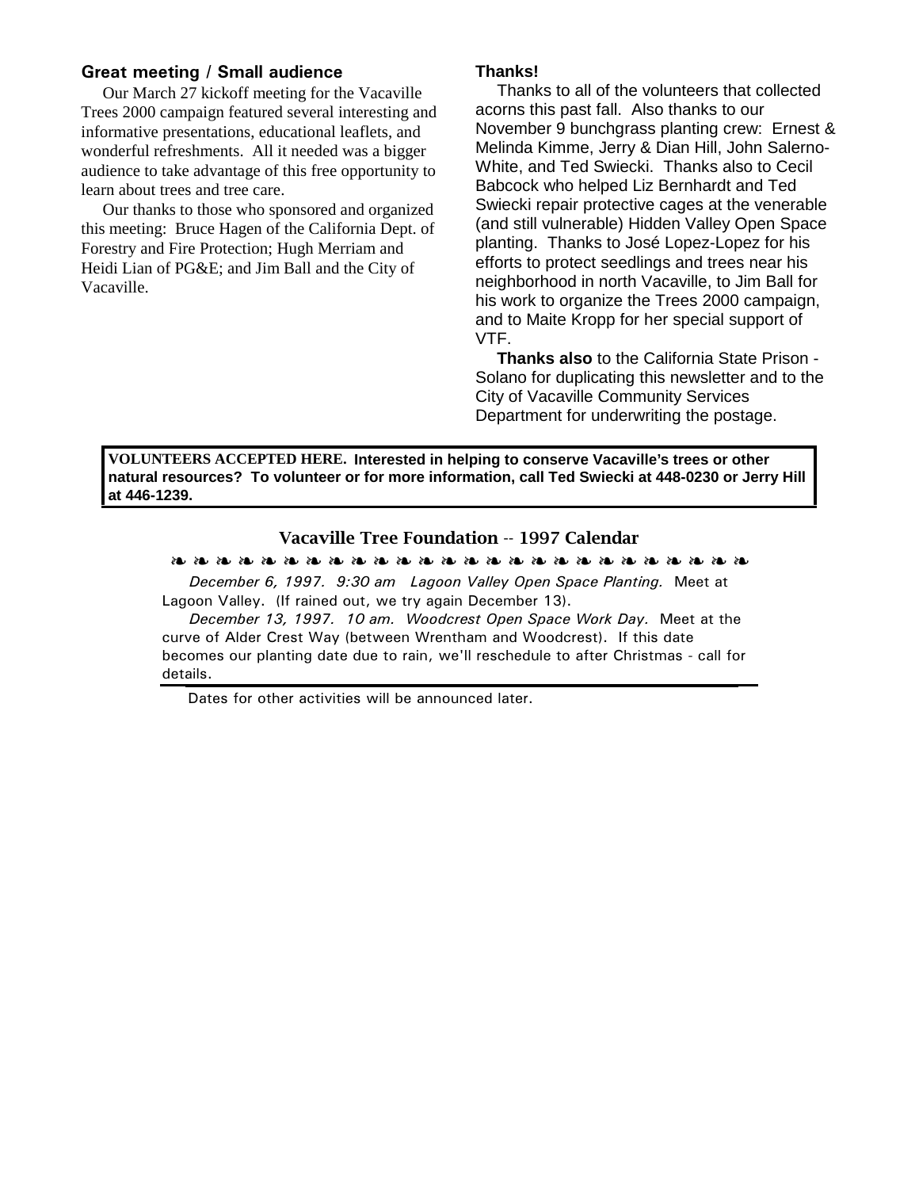### Great meeting / Small audience

Our March 27 kickoff meeting for the Vacaville Trees 2000 campaign featured several interesting and informative presentations, educational leaflets, and wonderful refreshments. All it needed was a bigger audience to take advantage of this free opportunity to learn about trees and tree care.

Our thanks to those who sponsored and organized this meeting: Bruce Hagen of the California Dept. of Forestry and Fire Protection; Hugh Merriam and Heidi Lian of PG&E; and Jim Ball and the City of Vacaville.

### Thanks!

Thanks to all of the volunteers that collected acorns this past fall. Also thanks to our November 9 bunchgrass planting crew: Ernest & Melinda Kimme, Jerry & Dian Hill, John Salerno-White, and Ted Swiecki. Thanks also to Cecil Babcock who helped Liz Bernhardt and Ted Swiecki repair protective cages at the venerable (and still vulnerable) Hidden Valley Open Space planting. Thanks to José Lopez-Lopez for his efforts to protect seedlings and trees near his neighborhood in north Vacaville, to Jim Ball for his work to organize the Trees 2000 campaign, and to Maite Kropp for her special support of VTF.

**Thanks also** to the California State Prison - Solano for duplicating this newsletter and to the City of Vacaville Community Services Department for underwriting the postage.

**VOLUNTEERS ACCEPTED HERE. Interested in helping to conserve Vacaville's trees or other natural resources? To volunteer or for more information, call Ted Swiecki at 448-0230 or Jerry Hill at 446-1239.**

## Vacaville Tree Foundation -- 1997 Calendar

❧ ❧ ❧ ❧ ❧ ❧ ❧ ❧ ❧ ❧ ❧ ❧ ❧ ❧ ❧ ❧ ❧ ❧ ❧ ❧ ❧ ❧ ❧ ❧ ❧ ❧

*December 6, 1997. 9:30 am Lagoon Valley Open Space Planting.* Meet at Lagoon Valley. (If rained out, we try again December 13).

*December 13, 1997. 10 am. Woodcrest Open Space Work Day.* Meet at the curve of Alder Crest Way (between Wrentham and Woodcrest). If this date becomes our planting date due to rain, we'll reschedule to after Christmas - call for details.

Dates for other activities will be announced later.